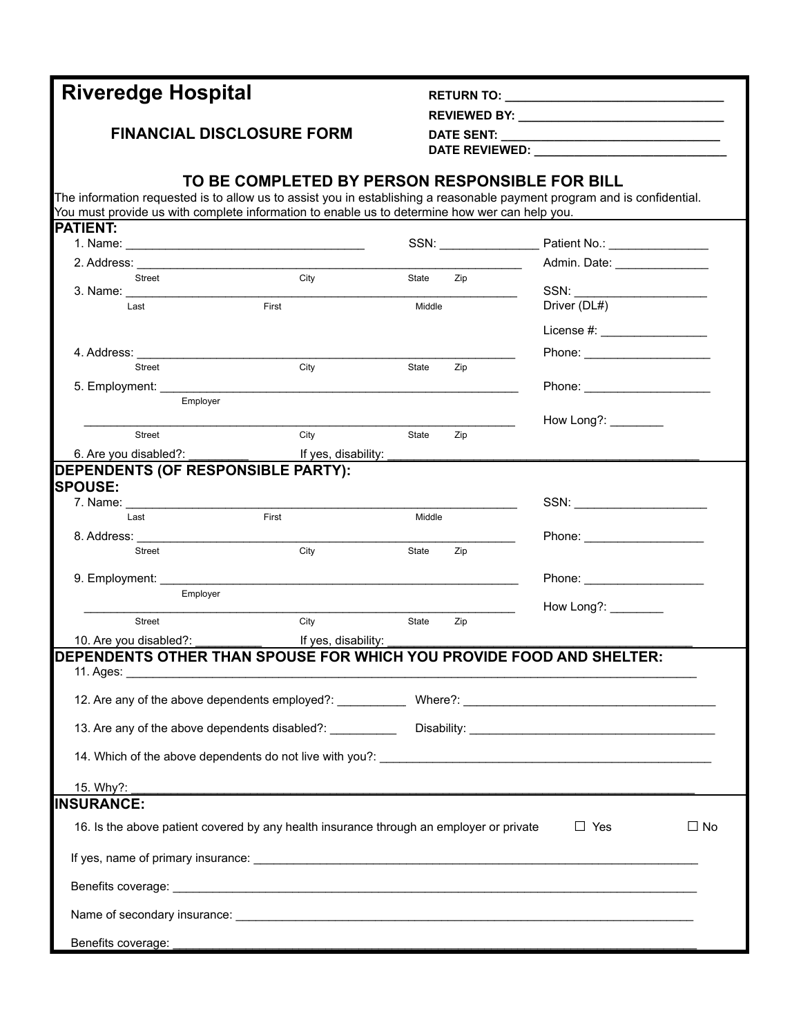# Riveredge Hospital

## FINANCIAL DISCLOSURE FORM

RETURN TO: ______________________________

REVIEWED BY: ____________________________

DATE SENT: ______________________________

DATE REVIEWED: __________________________

### TO BE COMPLETED BY PERSON RESPONSIBLE FOR BILL

The information requested is to allow us to assist you in establishing a reasonable payment program and is confidential. You must provide us with complete information to enable us to determine how wer can help you.

**PATIENT:**

1. Name: ___________________________________ SSN: ______________ Patient No.: ______________

2. Address: ___________________________________________________________ Admin. Date: _____________
   Street City State Zip

3. Name: ___________________________________________________________ SSN: ___________________
   Last First Middle
   Driver (DL#)
   License #: _______________

4. Address: ___________________________________________________________ Phone: __________________
   Street City State Zip

5. Employment: _______________________________________________________ Phone: __________________
   Employer
   ___________________________________________________________ How Long?: ________
   Street City State Zip

6. Are you disabled?: _________ If yes, disability: _____________________________________________

**DEPENDENTS (OF RESPONSIBLE PARTY):**

**SPOUSE:**

7. Name: ___________________________________________________________ SSN: ___________________
   Last First Middle

8. Address: ___________________________________________________________ Phone: _________________
   Street City State Zip

9. Employment: _______________________________________________________ Phone: _________________
   Employer
   ___________________________________________________________ How Long?: ________
   Street City State Zip

10. Are you disabled?: __________ If yes, disability: ___________________________________________

**DEPENDENTS OTHER THAN SPOUSE FOR WHICH YOU PROVIDE FOOD AND SHELTER:**

11. Ages: _________________________________________________________________________________

12. Are any of the above dependents employed?: __________ Where?: _________________________________

13. Are any of the above dependents disabled?: __________ Disability: _______________________________

14. Which of the above dependents do not live with you?: _____________________________________________

15. Why?: _________________________________________________________________________________

**INSURANCE:**

16. Is the above patient covered by any health insurance through an employer or private ☐ Yes ☐ No

If yes, name of primary insurance: _________________________________________________________

Benefits coverage: ___________________________________________________________________

Name of secondary insurance: ____________________________________________________________

Benefits coverage: ___________________________________________________________________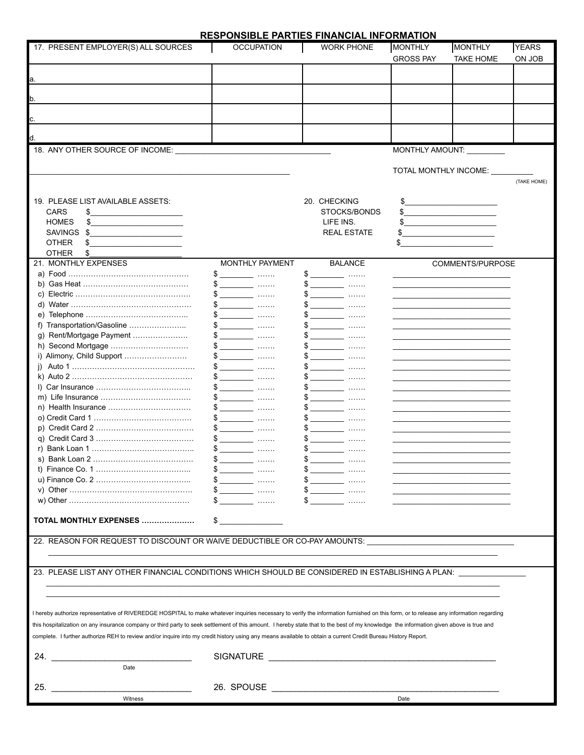## RESPONSIBLE PARTIES FINANCIAL INFORMATION

| 17. PRESENT EMPLOYER(S) ALL SOURCES | OCCUPATION | WORK PHONE | MONTHLY GROSS PAY | MONTHLY TAKE HOME | YEARS ON JOB |
|---|---|---|---|---|---|
| a. | | | | | |
| b. | | | | | |
| c. | | | | | |
| d. | | | | | |

18. ANY OTHER SOURCE OF INCOME: ______________________________ MONTHLY AMOUNT: _________

______________________________ TOTAL MONTHLY INCOME: __________ (TAKE HOME)

19. PLEASE LIST AVAILABLE ASSETS:

CARS $____________________
HOMES $____________________
SAVINGS $____________________
OTHER $____________________
OTHER $____________________

20. CHECKING $____________________
STOCKS/BONDS $____________________
LIFE INS. $____________________
REAL ESTATE $____________________
$____________________

| 21. MONTHLY EXPENSES | MONTHLY PAYMENT | BALANCE | COMMENTS/PURPOSE |
|---|---|---|---|
| a) Food | $ ________ | $ ________ | ____________ |
| b) Gas Heat | $ ________ | $ ________ | ____________ |
| c) Electric | $ ________ | $ ________ | ____________ |
| d) Water | $ ________ | $ ________ | ____________ |
| e) Telephone | $ ________ | $ ________ | ____________ |
| f) Transportation/Gasoline | $ ________ | $ ________ | ____________ |
| g) Rent/Mortgage Payment | $ ________ | $ ________ | ____________ |
| h) Second Mortgage | $ ________ | $ ________ | ____________ |
| i) Alimony, Child Support | $ ________ | $ ________ | ____________ |
| j) Auto 1 | $ ________ | $ ________ | ____________ |
| k) Auto 2 | $ ________ | $ ________ | ____________ |
| l) Car Insurance | $ ________ | $ ________ | ____________ |
| m) Life Insurance | $ ________ | $ ________ | ____________ |
| n) Health Insurance | $ ________ | $ ________ | ____________ |
| o) Credit Card 1 | $ ________ | $ ________ | ____________ |
| p) Credit Card 2 | $ ________ | $ ________ | ____________ |
| q) Credit Card 3 | $ ________ | $ ________ | ____________ |
| r) Bank Loan 1 | $ ________ | $ ________ | ____________ |
| s) Bank Loan 2 | $ ________ | $ ________ | ____________ |
| t) Finance Co. 1 | $ ________ | $ ________ | ____________ |
| u) Finance Co. 2 | $ ________ | $ ________ | ____________ |
| v) Other | $ ________ | $ ________ | ____________ |
| w) Other | $ ________ | $ ________ | ____________ |
| **TOTAL MONTHLY EXPENSES** | $ ______________ | | |

22. REASON FOR REQUEST TO DISCOUNT OR WAIVE DEDUCTIBLE OR CO-PAY AMOUNTS: ______________________________

______________________________________________________________________

23. PLEASE LIST ANY OTHER FINANCIAL CONDITIONS WHICH SHOULD BE CONSIDERED IN ESTABLISHING A PLAN: ______________

______________________________________________________________________

______________________________________________________________________

I hereby authorize representative of RIVEREDGE HOSPITAL to make whatever inquiries necessary to verify the information furnished on this form, or to release any information regarding this hospitalization on any insurance company or third party to seek settlement of this amount. I hereby state that to the best of my knowledge the information given above is true and complete. I further authorize REH to review and/or inquire into my credit history using any means available to obtain a current Credit Bureau History Report.

24. ____________________________ SIGNATURE ______________________________________________
Date

25. ____________________________ 26. SPOUSE ______________________________________________
Witness Date